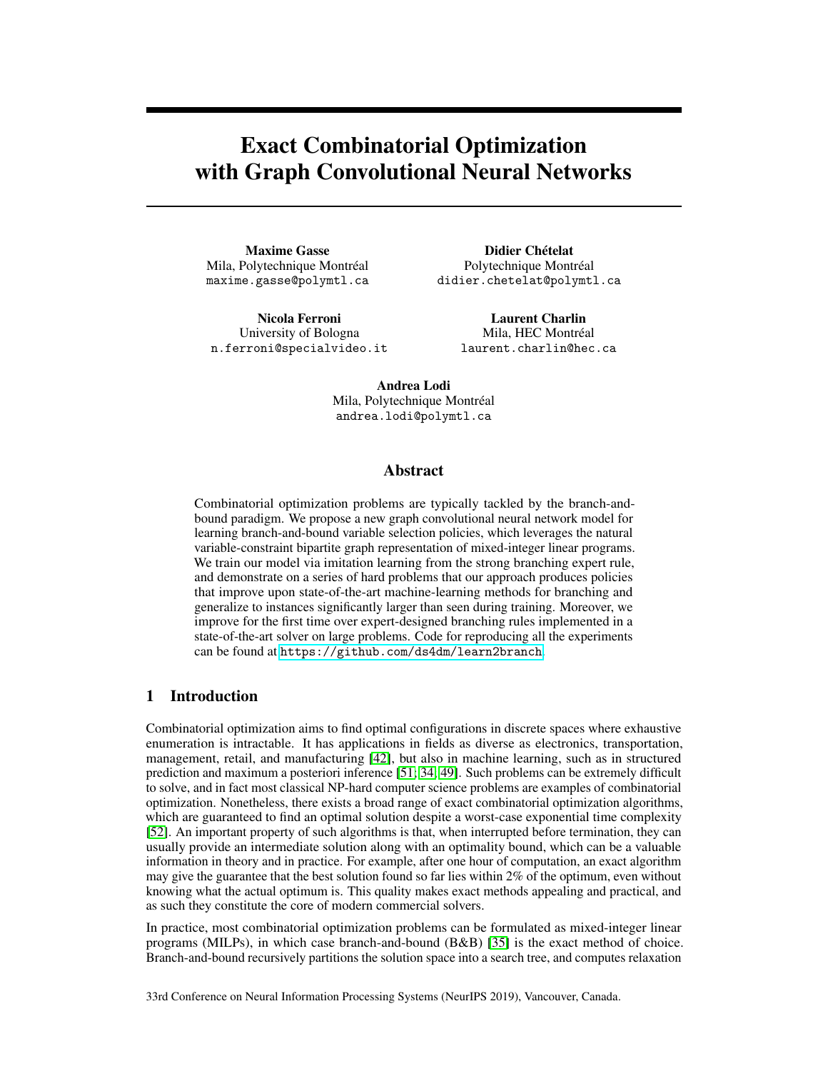# Exact Combinatorial Optimization with Graph Convolutional Neural Networks

**Maxime Gasse**
Mila, Polytechnique Montréal
maxime.gasse@polymtl.ca

**Didier Chételat**
Polytechnique Montréal
didier.chetelat@polymtl.ca

**Nicola Ferroni**
University of Bologna
n.ferroni@specialvideo.it

**Laurent Charlin**
Mila, HEC Montréal
laurent.charlin@hec.ca

**Andrea Lodi**
Mila, Polytechnique Montréal
andrea.lodi@polymtl.ca

## Abstract

Combinatorial optimization problems are typically tackled by the branch-and-bound paradigm. We propose a new graph convolutional neural network model for learning branch-and-bound variable selection policies, which leverages the natural variable-constraint bipartite graph representation of mixed-integer linear programs. We train our model via imitation learning from the strong branching expert rule, and demonstrate on a series of hard problems that our approach produces policies that improve upon state-of-the-art machine-learning methods for branching and generalize to instances significantly larger than seen during training. Moreover, we improve for the first time over expert-designed branching rules implemented in a state-of-the-art solver on large problems. Code for reproducing all the experiments can be found at https://github.com/ds4dm/learn2branch.

## 1 Introduction

Combinatorial optimization aims to find optimal configurations in discrete spaces where exhaustive enumeration is intractable. It has applications in fields as diverse as electronics, transportation, management, retail, and manufacturing [42], but also in machine learning, such as in structured prediction and maximum a posteriori inference [51; 34; 49]. Such problems can be extremely difficult to solve, and in fact most classical NP-hard computer science problems are examples of combinatorial optimization. Nonetheless, there exists a broad range of exact combinatorial optimization algorithms, which are guaranteed to find an optimal solution despite a worst-case exponential time complexity [52]. An important property of such algorithms is that, when interrupted before termination, they can usually provide an intermediate solution along with an optimality bound, which can be a valuable information in theory and in practice. For example, after one hour of computation, an exact algorithm may give the guarantee that the best solution found so far lies within 2% of the optimum, even without knowing what the actual optimum is. This quality makes exact methods appealing and practical, and as such they constitute the core of modern commercial solvers.

In practice, most combinatorial optimization problems can be formulated as mixed-integer linear programs (MILPs), in which case branch-and-bound (B&B) [35] is the exact method of choice. Branch-and-bound recursively partitions the solution space into a search tree, and computes relaxation

33rd Conference on Neural Information Processing Systems (NeurIPS 2019), Vancouver, Canada.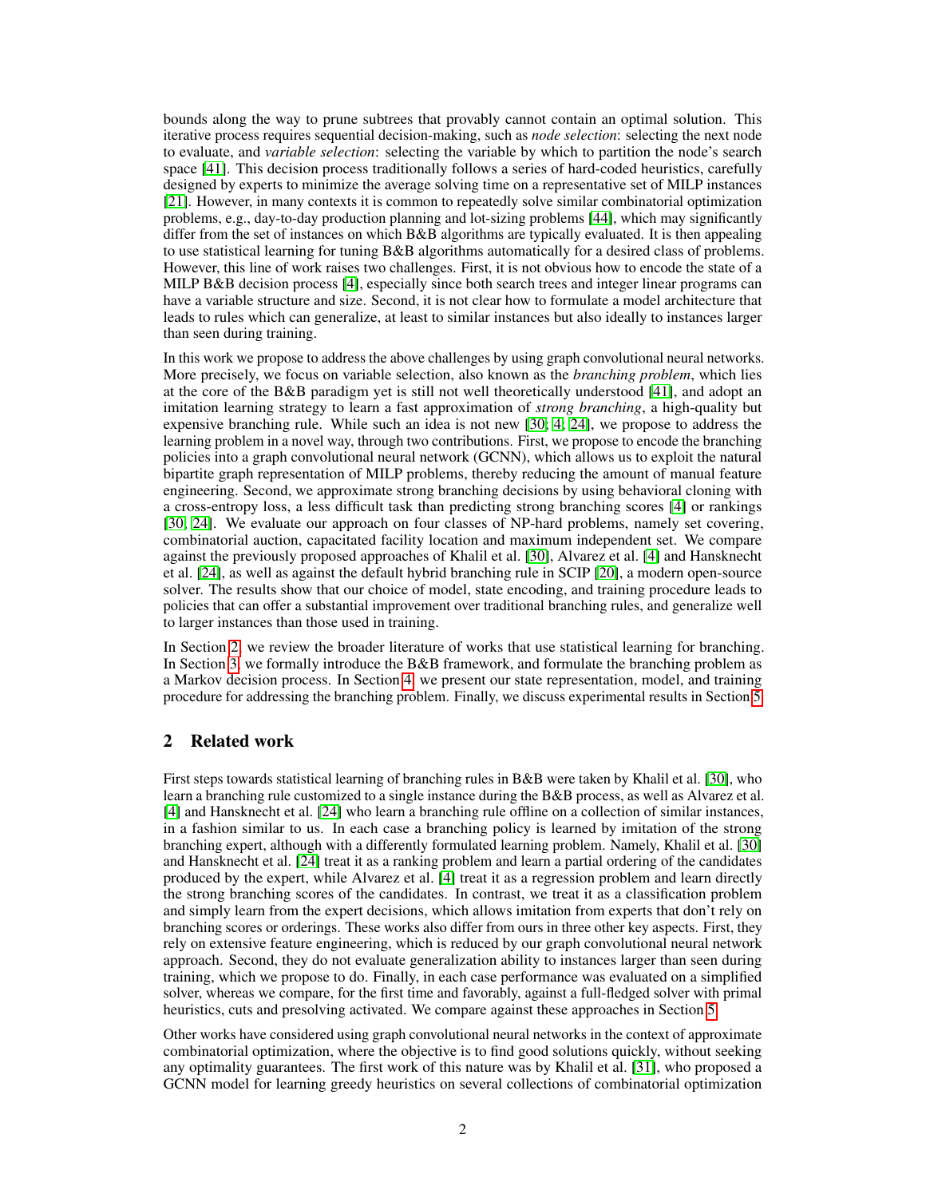bounds along the way to prune subtrees that provably cannot contain an optimal solution. This iterative process requires sequential decision-making, such as *node selection*: selecting the next node to evaluate, and *variable selection*: selecting the variable by which to partition the node's search space [41]. This decision process traditionally follows a series of hard-coded heuristics, carefully designed by experts to minimize the average solving time on a representative set of MILP instances [21]. However, in many contexts it is common to repeatedly solve similar combinatorial optimization problems, e.g., day-to-day production planning and lot-sizing problems [44], which may significantly differ from the set of instances on which B&B algorithms are typically evaluated. It is then appealing to use statistical learning for tuning B&B algorithms automatically for a desired class of problems. However, this line of work raises two challenges. First, it is not obvious how to encode the state of a MILP B&B decision process [4], especially since both search trees and integer linear programs can have a variable structure and size. Second, it is not clear how to formulate a model architecture that leads to rules which can generalize, at least to similar instances but also ideally to instances larger than seen during training.

In this work we propose to address the above challenges by using graph convolutional neural networks. More precisely, we focus on variable selection, also known as the *branching problem*, which lies at the core of the B&B paradigm yet is still not well theoretically understood [41], and adopt an imitation learning strategy to learn a fast approximation of *strong branching*, a high-quality but expensive branching rule. While such an idea is not new [30, 4, 24], we propose to address the learning problem in a novel way, through two contributions. First, we propose to encode the branching policies into a graph convolutional neural network (GCNN), which allows us to exploit the natural bipartite graph representation of MILP problems, thereby reducing the amount of manual feature engineering. Second, we approximate strong branching decisions by using behavioral cloning with a cross-entropy loss, a less difficult task than predicting strong branching scores [4] or rankings [30, 24]. We evaluate our approach on four classes of NP-hard problems, namely set covering, combinatorial auction, capacitated facility location and maximum independent set. We compare against the previously proposed approaches of Khalil et al. [30], Alvarez et al. [4] and Hansknecht et al. [24], as well as against the default hybrid branching rule in SCIP [20], a modern open-source solver. The results show that our choice of model, state encoding, and training procedure leads to policies that can offer a substantial improvement over traditional branching rules, and generalize well to larger instances than those used in training.

In Section 2, we review the broader literature of works that use statistical learning for branching. In Section 3, we formally introduce the B&B framework, and formulate the branching problem as a Markov decision process. In Section 4, we present our state representation, model, and training procedure for addressing the branching problem. Finally, we discuss experimental results in Section 5.

## 2 Related work

First steps towards statistical learning of branching rules in B&B were taken by Khalil et al. [30], who learn a branching rule customized to a single instance during the B&B process, as well as Alvarez et al. [4] and Hansknecht et al. [24] who learn a branching rule offline on a collection of similar instances, in a fashion similar to us. In each case a branching policy is learned by imitation of the strong branching expert, although with a differently formulated learning problem. Namely, Khalil et al. [30] and Hansknecht et al. [24] treat it as a ranking problem and learn a partial ordering of the candidates produced by the expert, while Alvarez et al. [4] treat it as a regression problem and learn directly the strong branching scores of the candidates. In contrast, we treat it as a classification problem and simply learn from the expert decisions, which allows imitation from experts that don't rely on branching scores or orderings. These works also differ from ours in three other key aspects. First, they rely on extensive feature engineering, which is reduced by our graph convolutional neural network approach. Second, they do not evaluate generalization ability to instances larger than seen during training, which we propose to do. Finally, in each case performance was evaluated on a simplified solver, whereas we compare, for the first time and favorably, against a full-fledged solver with primal heuristics, cuts and presolving activated. We compare against these approaches in Section 5.

Other works have considered using graph convolutional neural networks in the context of approximate combinatorial optimization, where the objective is to find good solutions quickly, without seeking any optimality guarantees. The first work of this nature was by Khalil et al. [31], who proposed a GCNN model for learning greedy heuristics on several collections of combinatorial optimization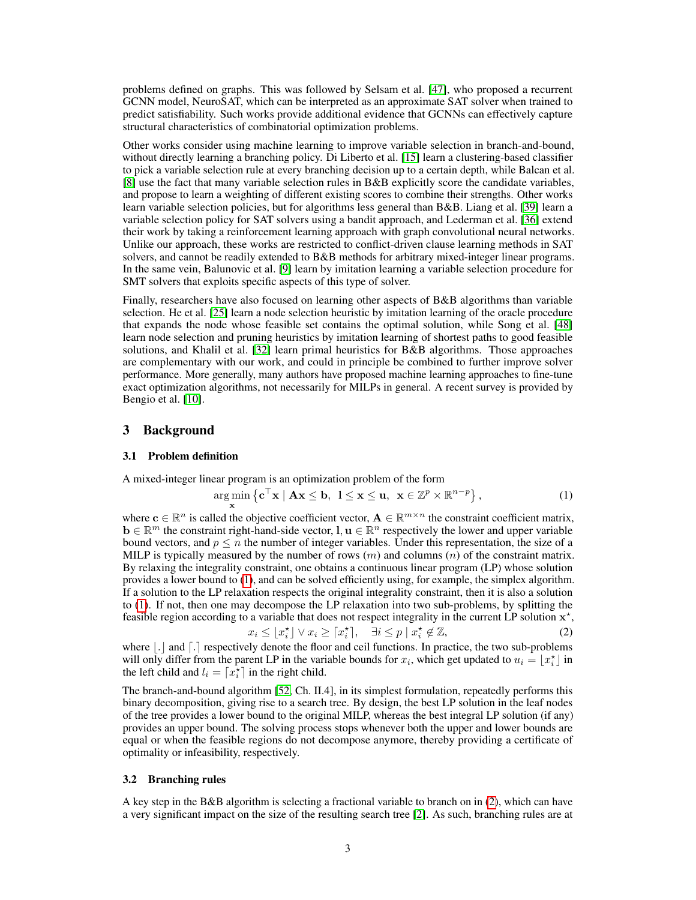problems defined on graphs. This was followed by Selsam et al. [47], who proposed a recurrent GCNN model, NeuroSAT, which can be interpreted as an approximate SAT solver when trained to predict satisfiability. Such works provide additional evidence that GCNNs can effectively capture structural characteristics of combinatorial optimization problems.

Other works consider using machine learning to improve variable selection in branch-and-bound, without directly learning a branching policy. Di Liberto et al. [15] learn a clustering-based classifier to pick a variable selection rule at every branching decision up to a certain depth, while Balcan et al. [8] use the fact that many variable selection rules in B&B explicitly score the candidate variables, and propose to learn a weighting of different existing scores to combine their strengths. Other works learn variable selection policies, but for algorithms less general than B&B. Liang et al. [39] learn a variable selection policy for SAT solvers using a bandit approach, and Lederman et al. [36] extend their work by taking a reinforcement learning approach with graph convolutional neural networks. Unlike our approach, these works are restricted to conflict-driven clause learning methods in SAT solvers, and cannot be readily extended to B&B methods for arbitrary mixed-integer linear programs. In the same vein, Balunovic et al. [9] learn by imitation learning a variable selection procedure for SMT solvers that exploits specific aspects of this type of solver.

Finally, researchers have also focused on learning other aspects of B&B algorithms than variable selection. He et al. [25] learn a node selection heuristic by imitation learning of the oracle procedure that expands the node whose feasible set contains the optimal solution, while Song et al. [48] learn node selection and pruning heuristics by imitation learning of shortest paths to good feasible solutions, and Khalil et al. [32] learn primal heuristics for B&B algorithms. Those approaches are complementary with our work, and could in principle be combined to further improve solver performance. More generally, many authors have proposed machine learning approaches to fine-tune exact optimization algorithms, not necessarily for MILPs in general. A recent survey is provided by Bengio et al. [10].

## 3 Background

### 3.1 Problem definition

A mixed-integer linear program is an optimization problem of the form

$$\arg\min_{\mathbf{x}} \left\{ \mathbf{c}^\top \mathbf{x} \mid \mathbf{A}\mathbf{x} \leq \mathbf{b},\ \mathbf{l} \leq \mathbf{x} \leq \mathbf{u},\ \mathbf{x} \in \mathbb{Z}^p \times \mathbb{R}^{n-p} \right\}, \tag{1}$$

where $\mathbf{c} \in \mathbb{R}^n$ is called the objective coefficient vector, $\mathbf{A} \in \mathbb{R}^{m \times n}$ the constraint coefficient matrix, $\mathbf{b} \in \mathbb{R}^m$ the constraint right-hand-side vector, $\mathbf{l}, \mathbf{u} \in \mathbb{R}^n$ respectively the lower and upper variable bound vectors, and $p \leq n$ the number of integer variables. Under this representation, the size of a MILP is typically measured by the number of rows ($m$) and columns ($n$) of the constraint matrix. By relaxing the integrality constraint, one obtains a continuous linear program (LP) whose solution provides a lower bound to (1), and can be solved efficiently using, for example, the simplex algorithm. If a solution to the LP relaxation respects the original integrality constraint, then it is also a solution to (1). If not, then one may decompose the LP relaxation into two sub-problems, by splitting the feasible region according to a variable that does not respect integrality in the current LP solution $\mathbf{x}^\star$,

$$x_i \leq \lfloor x_i^\star \rfloor \vee x_i \geq \lceil x_i^\star \rceil, \quad \exists i \leq p \mid x_i^\star \notin \mathbb{Z}, \tag{2}$$

where $\lfloor . \rfloor$ and $\lceil . \rceil$ respectively denote the floor and ceil functions. In practice, the two sub-problems will only differ from the parent LP in the variable bounds for $x_i$, which get updated to $u_i = \lfloor x_i^\star \rfloor$ in the left child and $l_i = \lceil x_i^\star \rceil$ in the right child.

The branch-and-bound algorithm [52, Ch. II.4], in its simplest formulation, repeatedly performs this binary decomposition, giving rise to a search tree. By design, the best LP solution in the leaf nodes of the tree provides a lower bound to the original MILP, whereas the best integral LP solution (if any) provides an upper bound. The solving process stops whenever both the upper and lower bounds are equal or when the feasible regions do not decompose anymore, thereby providing a certificate of optimality or infeasibility, respectively.

### 3.2 Branching rules

A key step in the B&B algorithm is selecting a fractional variable to branch on in (2), which can have a very significant impact on the size of the resulting search tree [2]. As such, branching rules are at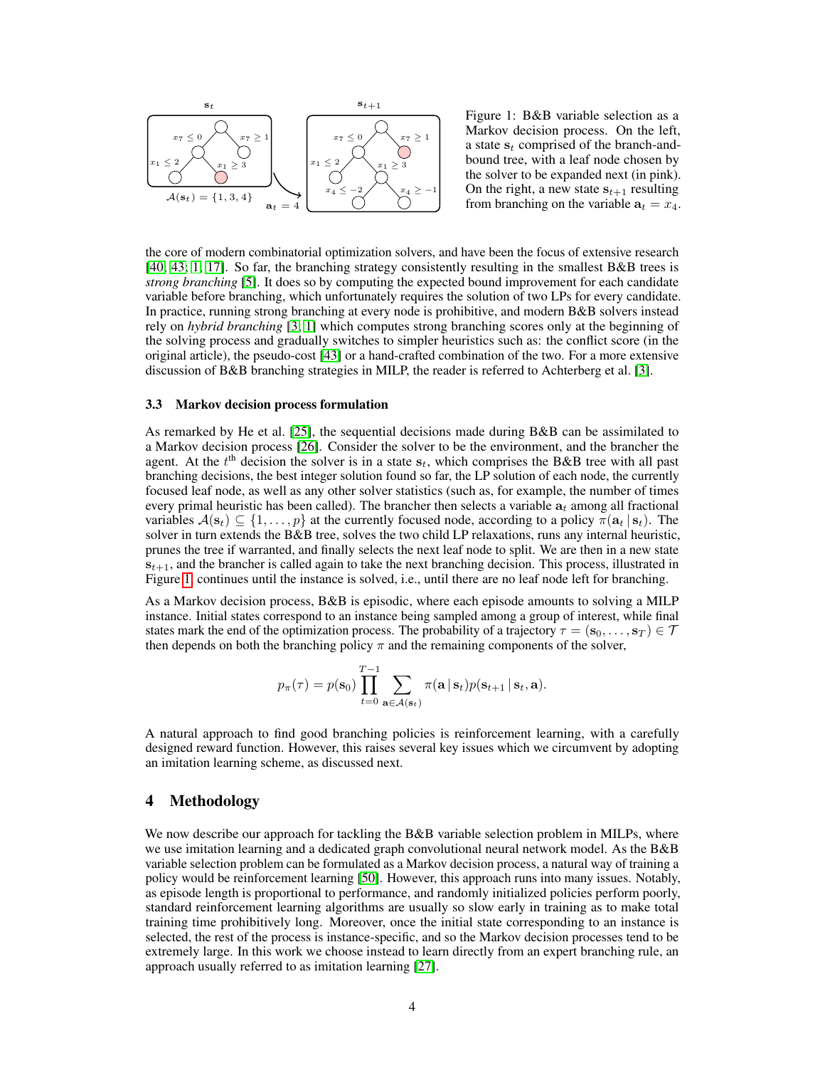Figure 1: B&B variable selection as a Markov decision process. On the left, a state $\mathbf{s}_t$ comprised of the branch-and-bound tree, with a leaf node chosen by the solver to be expanded next (in pink). On the right, a new state $\mathbf{s}_{t+1}$ resulting from branching on the variable $\mathbf{a}_t = x_4$.

the core of modern combinatorial optimization solvers, and have been the focus of extensive research [40, 43; 1, 17]. So far, the branching strategy consistently resulting in the smallest B&B trees is *strong branching* [5]. It does so by computing the expected bound improvement for each candidate variable before branching, which unfortunately requires the solution of two LPs for every candidate. In practice, running strong branching at every node is prohibitive, and modern B&B solvers instead rely on *hybrid branching* [3, 1] which computes strong branching scores only at the beginning of the solving process and gradually switches to simpler heuristics such as: the conflict score (in the original article), the pseudo-cost [43] or a hand-crafted combination of the two. For a more extensive discussion of B&B branching strategies in MILP, the reader is referred to Achterberg et al. [3].

### 3.3 Markov decision process formulation

As remarked by He et al. [25], the sequential decisions made during B&B can be assimilated to a Markov decision process [26]. Consider the solver to be the environment, and the brancher the agent. At the $t^{\text{th}}$ decision the solver is in a state $\mathbf{s}_t$, which comprises the B&B tree with all past branching decisions, the best integer solution found so far, the LP solution of each node, the currently focused leaf node, as well as any other solver statistics (such as, for example, the number of times every primal heuristic has been called). The brancher then selects a variable $\mathbf{a}_t$ among all fractional variables $\mathcal{A}(\mathbf{s}_t) \subseteq \{1, \ldots, p\}$ at the currently focused node, according to a policy $\pi(\mathbf{a}_t \mid \mathbf{s}_t)$. The solver in turn extends the B&B tree, solves the two child LP relaxations, runs any internal heuristic, prunes the tree if warranted, and finally selects the next leaf node to split. We are then in a new state $\mathbf{s}_{t+1}$, and the brancher is called again to take the next branching decision. This process, illustrated in Figure 1, continues until the instance is solved, i.e., until there are no leaf node left for branching.

As a Markov decision process, B&B is episodic, where each episode amounts to solving a MILP instance. Initial states correspond to an instance being sampled among a group of interest, while final states mark the end of the optimization process. The probability of a trajectory $\tau = (\mathbf{s}_0, \ldots, \mathbf{s}_T) \in \mathcal{T}$ then depends on both the branching policy $\pi$ and the remaining components of the solver,

$$p_\pi(\tau) = p(\mathbf{s}_0) \prod_{t=0}^{T-1} \sum_{\mathbf{a} \in \mathcal{A}(\mathbf{s}_t)} \pi(\mathbf{a} \mid \mathbf{s}_t) p(\mathbf{s}_{t+1} \mid \mathbf{s}_t, \mathbf{a}).$$

A natural approach to find good branching policies is reinforcement learning, with a carefully designed reward function. However, this raises several key issues which we circumvent by adopting an imitation learning scheme, as discussed next.

## 4 Methodology

We now describe our approach for tackling the B&B variable selection problem in MILPs, where we use imitation learning and a dedicated graph convolutional neural network model. As the B&B variable selection problem can be formulated as a Markov decision process, a natural way of training a policy would be reinforcement learning [50]. However, this approach runs into many issues. Notably, as episode length is proportional to performance, and randomly initialized policies perform poorly, standard reinforcement learning algorithms are usually so slow early in training as to make total training time prohibitively long. Moreover, once the initial state corresponding to an instance is selected, the rest of the process is instance-specific, and so the Markov decision processes tend to be extremely large. In this work we choose instead to learn directly from an expert branching rule, an approach usually referred to as imitation learning [27].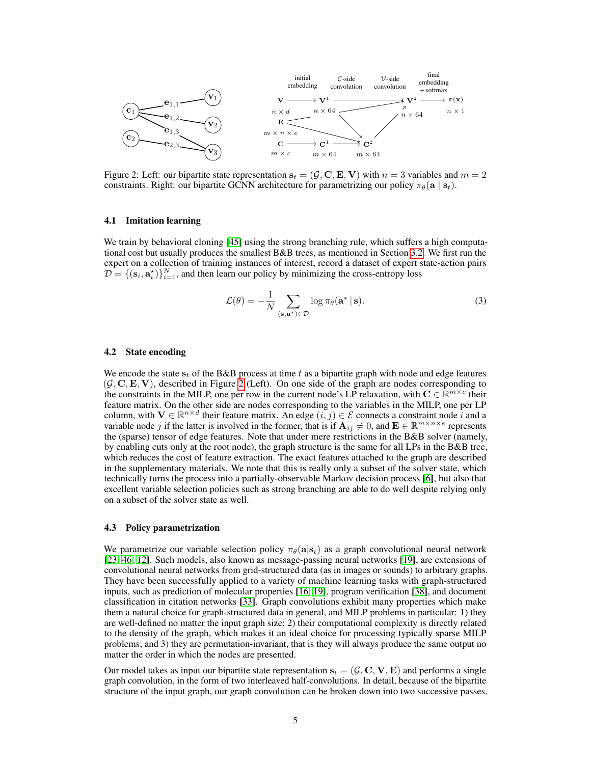Figure 2: Left: our bipartite state representation $\mathbf{s}_t = (\mathcal{G}, \mathbf{C}, \mathbf{E}, \mathbf{V})$ with $n = 3$ variables and $m = 2$ constraints. Right: our bipartite GCNN architecture for parametrizing our policy $\pi_\theta(\mathbf{a} \mid \mathbf{s}_t)$.

### 4.1 Imitation learning

We train by behavioral cloning [45] using the strong branching rule, which suffers a high computational cost but usually produces the smallest B&B trees, as mentioned in Section 3.2. We first run the expert on a collection of training instances of interest, record a dataset of expert state-action pairs $\mathcal{D} = \{(\mathbf{s}_i, \mathbf{a}_i^\star)\}_{i=1}^N$, and then learn our policy by minimizing the cross-entropy loss

$$\mathcal{L}(\theta) = -\frac{1}{N} \sum_{(\mathbf{s}, \mathbf{a}^*) \in \mathcal{D}} \log \pi_\theta(\mathbf{a}^* \mid \mathbf{s}). \tag{3}$$

### 4.2 State encoding

We encode the state $\mathbf{s}_t$ of the B&B process at time $t$ as a bipartite graph with node and edge features $(\mathcal{G}, \mathbf{C}, \mathbf{E}, \mathbf{V})$, described in Figure 2 (Left). On one side of the graph are nodes corresponding to the constraints in the MILP, one per row in the current node's LP relaxation, with $\mathbf{C} \in \mathbb{R}^{m \times c}$ their feature matrix. On the other side are nodes corresponding to the variables in the MILP, one per LP column, with $\mathbf{V} \in \mathbb{R}^{n \times d}$ their feature matrix. An edge $(i, j) \in \mathcal{E}$ connects a constraint node $i$ and a variable node $j$ if the latter is involved in the former, that is if $\mathbf{A}_{ij} \neq 0$, and $\mathbf{E} \in \mathbb{R}^{m \times n \times e}$ represents the (sparse) tensor of edge features. Note that under mere restrictions in the B&B solver (namely, by enabling cuts only at the root node), the graph structure is the same for all LPs in the B&B tree, which reduces the cost of feature extraction. The exact features attached to the graph are described in the supplementary materials. We note that this is really only a subset of the solver state, which technically turns the process into a partially-observable Markov decision process [6], but also that excellent variable selection policies such as strong branching are able to do well despite relying only on a subset of the solver state as well.

### 4.3 Policy parametrization

We parametrize our variable selection policy $\pi_\theta(\mathbf{a}|\mathbf{s}_t)$ as a graph convolutional neural network [23, 46, 12]. Such models, also known as message-passing neural networks [19], are extensions of convolutional neural networks from grid-structured data (as in images or sounds) to arbitrary graphs. They have been successfully applied to a variety of machine learning tasks with graph-structured inputs, such as prediction of molecular properties [16, 19], program verification [38], and document classification in citation networks [33]. Graph convolutions exhibit many properties which make them a natural choice for graph-structured data in general, and MILP problems in particular: 1) they are well-defined no matter the input graph size; 2) their computational complexity is directly related to the density of the graph, which makes it an ideal choice for processing typically sparse MILP problems; and 3) they are permutation-invariant, that is they will always produce the same output no matter the order in which the nodes are presented.

Our model takes as input our bipartite state representation $\mathbf{s}_t = (\mathcal{G}, \mathbf{C}, \mathbf{V}, \mathbf{E})$ and performs a single graph convolution, in the form of two interleaved half-convolutions. In detail, because of the bipartite structure of the input graph, our graph convolution can be broken down into two successive passes,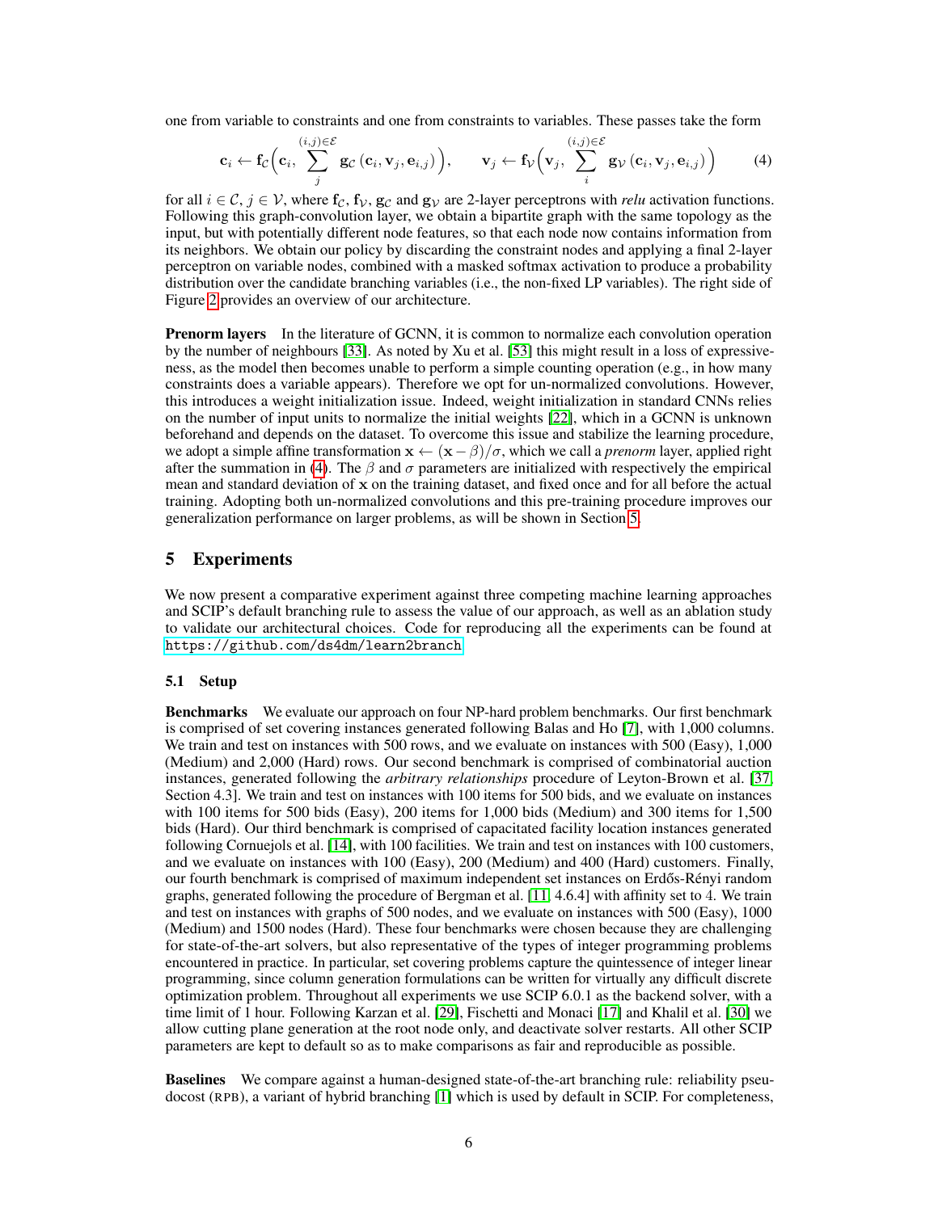one from variable to constraints and one from constraints to variables. These passes take the form

$$\mathbf{c}_i \leftarrow \mathbf{f}_{\mathcal{C}}\Big(\mathbf{c}_i, \sum_{j}^{(i,j)\in\mathcal{E}} \mathbf{g}_{\mathcal{C}}\left(\mathbf{c}_i, \mathbf{v}_j, \mathbf{e}_{i,j}\right)\Big), \qquad \mathbf{v}_j \leftarrow \mathbf{f}_{\mathcal{V}}\Big(\mathbf{v}_j, \sum_{i}^{(i,j)\in\mathcal{E}} \mathbf{g}_{\mathcal{V}}\left(\mathbf{c}_i, \mathbf{v}_j, \mathbf{e}_{i,j}\right)\Big) \tag{4}$$

for all $i \in \mathcal{C}$, $j \in \mathcal{V}$, where $\mathbf{f}_{\mathcal{C}}$, $\mathbf{f}_{\mathcal{V}}$, $\mathbf{g}_{\mathcal{C}}$ and $\mathbf{g}_{\mathcal{V}}$ are 2-layer perceptrons with *relu* activation functions. Following this graph-convolution layer, we obtain a bipartite graph with the same topology as the input, but with potentially different node features, so that each node now contains information from its neighbors. We obtain our policy by discarding the constraint nodes and applying a final 2-layer perceptron on variable nodes, combined with a masked softmax activation to produce a probability distribution over the candidate branching variables (i.e., the non-fixed LP variables). The right side of Figure 2 provides an overview of our architecture.

**Prenorm layers** In the literature of GCNN, it is common to normalize each convolution operation by the number of neighbours [33]. As noted by Xu et al. [53] this might result in a loss of expressiveness, as the model then becomes unable to perform a simple counting operation (e.g., in how many constraints does a variable appears). Therefore we opt for un-normalized convolutions. However, this introduces a weight initialization issue. Indeed, weight initialization in standard CNNs relies on the number of input units to normalize the initial weights [22], which in a GCNN is unknown beforehand and depends on the dataset. To overcome this issue and stabilize the learning procedure, we adopt a simple affine transformation $\mathbf{x} \leftarrow (\mathbf{x} - \beta)/\sigma$, which we call a *prenorm* layer, applied right after the summation in (4). The $\beta$ and $\sigma$ parameters are initialized with respectively the empirical mean and standard deviation of $\mathbf{x}$ on the training dataset, and fixed once and for all before the actual training. Adopting both un-normalized convolutions and this pre-training procedure improves our generalization performance on larger problems, as will be shown in Section 5.

# 5 Experiments

We now present a comparative experiment against three competing machine learning approaches and SCIP's default branching rule to assess the value of our approach, as well as an ablation study to validate our architectural choices. Code for reproducing all the experiments can be found at https://github.com/ds4dm/learn2branch.

## 5.1 Setup

**Benchmarks** We evaluate our approach on four NP-hard problem benchmarks. Our first benchmark is comprised of set covering instances generated following Balas and Ho [7], with 1,000 columns. We train and test on instances with 500 rows, and we evaluate on instances with 500 (Easy), 1,000 (Medium) and 2,000 (Hard) rows. Our second benchmark is comprised of combinatorial auction instances, generated following the *arbitrary relationships* procedure of Leyton-Brown et al. [37, Section 4.3]. We train and test on instances with 100 items for 500 bids, and we evaluate on instances with 100 items for 500 bids (Easy), 200 items for 1,000 bids (Medium) and 300 items for 1,500 bids (Hard). Our third benchmark is comprised of capacitated facility location instances generated following Cornuejols et al. [14], with 100 facilities. We train and test on instances with 100 customers, and we evaluate on instances with 100 (Easy), 200 (Medium) and 400 (Hard) customers. Finally, our fourth benchmark is comprised of maximum independent set instances on Erdős-Rényi random graphs, generated following the procedure of Bergman et al. [11, 4.6.4] with affinity set to 4. We train and test on instances with graphs of 500 nodes, and we evaluate on instances with 500 (Easy), 1000 (Medium) and 1500 nodes (Hard). These four benchmarks were chosen because they are challenging for state-of-the-art solvers, but also representative of the types of integer programming problems encountered in practice. In particular, set covering problems capture the quintessence of integer linear programming, since column generation formulations can be written for virtually any difficult discrete optimization problem. Throughout all experiments we use SCIP 6.0.1 as the backend solver, with a time limit of 1 hour. Following Karzan et al. [29], Fischetti and Monaci [17] and Khalil et al. [30] we allow cutting plane generation at the root node only, and deactivate solver restarts. All other SCIP parameters are kept to default so as to make comparisons as fair and reproducible as possible.

**Baselines** We compare against a human-designed state-of-the-art branching rule: reliability pseudocost (RPB), a variant of hybrid branching [1] which is used by default in SCIP. For completeness,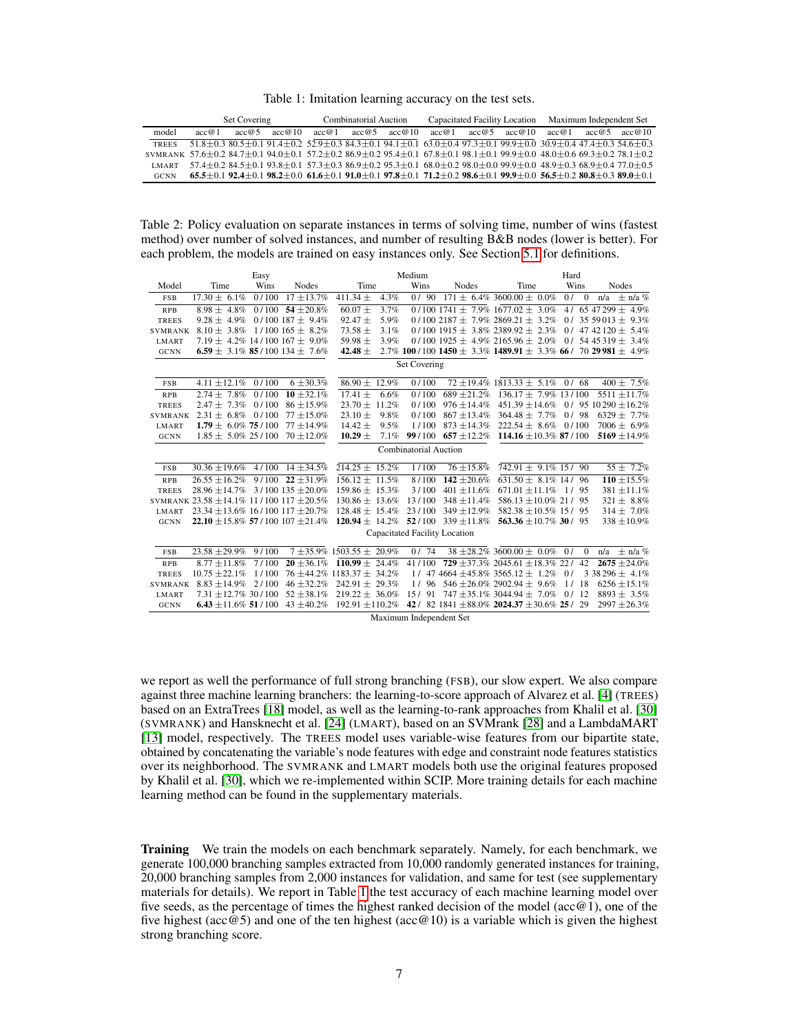Table 1: Imitation learning accuracy on the test sets.

| | Set Covering | | | Combinatorial Auction | | | Capacitated Facility Location | | | Maximum Independent Set | | |
|---|---|---|---|---|---|---|---|---|---|---|---|---|
| model | acc@1 | acc@5 | acc@10 | acc@1 | acc@5 | acc@10 | acc@1 | acc@5 | acc@10 | acc@1 | acc@5 | acc@10 |
| TREES | 51.8±0.3 | 80.5±0.1 | 91.4±0.2 | 52.9±0.3 | 84.3±0.1 | 94.1±0.1 | 63.0±0.4 | 97.3±0.1 | 99.9±0.0 | 30.9±0.4 | 47.4±0.3 | 54.6±0.3 |
| SVMRANK | 57.6±0.2 | 84.7±0.1 | 94.0±0.1 | 57.2±0.2 | 86.9±0.2 | 95.4±0.1 | 67.8±0.1 | 98.1±0.1 | 99.9±0.0 | 48.0±0.6 | 69.3±0.2 | 78.1±0.2 |
| LMART | 57.4±0.2 | 84.5±0.1 | 93.8±0.1 | 57.3±0.3 | 86.9±0.2 | 95.3±0.1 | 68.0±0.2 | 98.0±0.0 | 99.9±0.0 | 48.9±0.3 | 68.9±0.4 | 77.0±0.5 |
| GCNN | **65.5**±0.1 | **92.4**±0.1 | **98.2**±0.0 | **61.6**±0.1 | **91.0**±0.1 | **97.8**±0.1 | **71.2**±0.2 | **98.6**±0.1 | **99.9**±0.0 | **56.5**±0.2 | **80.8**±0.3 | **89.0**±0.1 |

Table 2: Policy evaluation on separate instances in terms of solving time, number of wins (fastest method) over number of solved instances, and number of resulting B&B nodes (lower is better). For each problem, the models are trained on easy instances only. See Section 5.1 for definitions.

| | Easy | | | Medium | | | Hard | | |
|---|---|---|---|---|---|---|---|---|---|
| Model | Time | Wins | Nodes | Time | Wins | Nodes | Time | Wins | Nodes |
| **Set Covering** | | | | | | | | | |
| FSB | 17.30 ± 6.1% | 0/100 | 17 ±13.7% | 411.34 ± 4.3% | 0/ 90 | 171 ± 6.4% | 3600.00 ± 0.0% | 0/ 0 | n/a ± n/a % |
| RPB | 8.98 ± 4.8% | 0/100 | **54** ±20.8% | 60.07 ± 3.7% | 0/100 | 1741 ± 7.9% | 1677.02 ± 3.0% | 4/ 65 | 47299 ± 4.9% |
| TREES | 9.28 ± 4.9% | 0/100 | 187 ± 9.4% | 92.47 ± 5.9% | 0/100 | 2187 ± 7.9% | 2869.21 ± 3.2% | 0/ 35 | 59013 ± 9.3% |
| SVMRANK | 8.10 ± 3.8% | 1/100 | 165 ± 8.2% | 73.58 ± 3.1% | 0/100 | 1915 ± 3.8% | 2389.92 ± 2.3% | 0/ 47 | 42120 ± 5.4% |
| LMART | 7.19 ± 4.2% | 14/100 | 167 ± 9.0% | 59.98 ± 3.9% | 0/100 | 1925 ± 4.9% | 2165.96 ± 2.0% | 0/ 54 | 45319 ± 3.4% |
| GCNN | **6.59** ± 3.1% | **85**/100 | 134 ± 7.6% | **42.48** ± 2.7% | **100**/100 | **1450** ± 3.3% | **1489.91** ± 3.3% | **66**/ 70 | **29981** ± 4.9% |
| **Combinatorial Auction** | | | | | | | | | |
| FSB | 4.11 ±12.1% | 0/100 | 6 ±30.3% | 86.90 ± 12.9% | 0/100 | 72 ±19.4% | 1813.33 ± 5.1% | 0/ 68 | 400 ± 7.5% |
| RPB | 2.74 ± 7.8% | 0/100 | **10** ±32.1% | 17.41 ± 6.6% | 0/100 | 689 ±21.2% | 136.17 ± 7.9% | 13/100 | 5511 ±11.7% |
| TREES | 2.47 ± 7.3% | 0/100 | 86 ±15.9% | 23.70 ± 11.2% | 0/100 | 976 ±14.4% | 451.39 ±14.6% | 0/ 95 | 10290 ±16.2% |
| SVMRANK | 2.31 ± 6.8% | 0/100 | 77 ±15.0% | 23.10 ± 9.8% | 0/100 | 867 ±13.4% | 364.48 ± 7.7% | 0/ 98 | 6329 ± 7.7% |
| LMART | **1.79** ± 6.0% | **75**/100 | 77 ±14.9% | 14.42 ± 9.5% | 1/100 | 873 ±14.3% | 222.54 ± 8.6% | 0/100 | 7006 ± 6.9% |
| GCNN | 1.85 ± 5.0% | 25/100 | 70 ±12.0% | **10.29** ± 7.1% | **99**/100 | **657** ±12.2% | **114.16** ±10.3% | **87**/100 | **5169** ±14.9% |
| **Capacitated Facility Location** | | | | | | | | | |
| FSB | 30.36 ±19.6% | 4/100 | 14 ±34.5% | 214.25 ± 15.2% | 1/100 | 76 ±15.8% | 742.91 ± 9.1% | 15/ 90 | 55 ± 7.2% |
| RPB | 26.55 ±16.2% | 9/100 | **22** ±31.9% | 156.12 ± 11.5% | 8/100 | **142** ±20.6% | 631.50 ± 8.1% | 14/ 96 | **110** ±15.5% |
| TREES | 28.96 ±14.7% | 3/100 | 135 ±20.0% | 159.86 ± 15.3% | 3/100 | 401 ±11.6% | 671.01 ±11.1% | 1/ 95 | 381 ±11.1% |
| SVMRANK | 23.58 ±14.1% | 11/100 | 117 ±20.5% | 130.86 ± 13.6% | 13/100 | 348 ±11.4% | 586.13 ±10.0% | 21/ 95 | 321 ± 8.8% |
| LMART | 23.34 ±13.6% | 16/100 | 117 ±20.7% | 128.48 ± 15.4% | 23/100 | 349 ±12.9% | 582.38 ±10.5% | 15/ 95 | 314 ± 7.0% |
| GCNN | **22.10** ±15.8% | **57**/100 | 107 ±21.4% | **120.94** ± 14.2% | **52**/100 | 339 ±11.8% | **563.36** ±10.7% | **30**/ 95 | 338 ±10.9% |
| **Maximum Independent Set** | | | | | | | | | |
| FSB | 23.58 ±29.9% | 9/100 | 7 ±35.9% | 1503.55 ± 20.9% | 0/ 74 | 38 ±28.2% | 3600.00 ± 0.0% | 0/ 0 | n/a ± n/a % |
| RPB | 8.77 ±11.8% | 7/100 | **20** ±36.1% | **110.99** ± 24.4% | 41/100 | **729** ±37.3% | 2045.61 ±18.3% | 22/ 42 | **2675** ±24.0% |
| TREES | 10.75 ±22.1% | 1/100 | 76 ±44.2% | 1183.37 ± 34.2% | 1/ 47 | 4664 ±45.8% | 3565.12 ± 1.2% | 0/ 3 | 38296 ± 4.1% |
| SVMRANK | 8.83 ±14.9% | 2/100 | 46 ±32.2% | 242.91 ± 29.3% | 1/ 96 | 546 ±26.0% | 2902.94 ± 9.6% | 1/ 18 | 6256 ±15.1% |
| LMART | 7.31 ±12.7% | 30/100 | 52 ±38.1% | 219.22 ± 36.0% | 15/ 91 | 747 ±35.1% | 3044.94 ± 7.0% | 0/ 12 | 8893 ± 3.5% |
| GCNN | **6.43** ±11.6% | **51**/100 | 43 ±40.2% | 192.91 ±110.2% | **42**/ 82 | 1841 ±88.0% | **2024.37** ±30.6% | **25**/ 29 | 2997 ±26.3% |

we report as well the performance of full strong branching (FSB), our slow expert. We also compare against three machine learning branchers: the learning-to-score approach of Alvarez et al. [4] (TREES) based on an ExtraTrees [18] model, as well as the learning-to-rank approaches from Khalil et al. [30] (SVMRANK) and Hansknecht et al. [24] (LMART), based on an SVMrank [28] and a LambdaMART [13] model, respectively. The TREES model uses variable-wise features from our bipartite state, obtained by concatenating the variable's node features with edge and constraint node features statistics over its neighborhood. The SVMRANK and LMART models both use the original features proposed by Khalil et al. [30], which we re-implemented within SCIP. More training details for each machine learning method can be found in the supplementary materials.

**Training** We train the models on each benchmark separately. Namely, for each benchmark, we generate 100,000 branching samples extracted from 10,000 randomly generated instances for training, 20,000 branching samples from 2,000 instances for validation, and same for test (see supplementary materials for details). We report in Table 1 the test accuracy of each machine learning model over five seeds, as the percentage of times the highest ranked decision of the model (acc@1), one of the five highest (acc@5) and one of the ten highest (acc@10) is a variable which is given the highest strong branching score.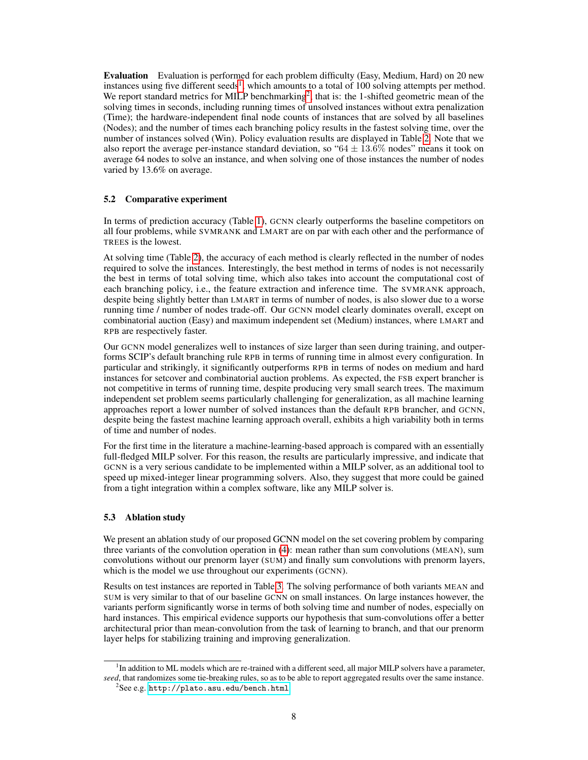**Evaluation** Evaluation is performed for each problem difficulty (Easy, Medium, Hard) on 20 new instances using five different seeds[1], which amounts to a total of 100 solving attempts per method. We report standard metrics for MILP benchmarking[2], that is: the 1-shifted geometric mean of the solving times in seconds, including running times of unsolved instances without extra penalization (Time); the hardware-independent final node counts of instances that are solved by all baselines (Nodes); and the number of times each branching policy results in the fastest solving time, over the number of instances solved (Win). Policy evaluation results are displayed in Table 2. Note that we also report the average per-instance standard deviation, so "$64 \pm 13.6\%$ nodes" means it took on average 64 nodes to solve an instance, and when solving one of those instances the number of nodes varied by 13.6% on average.

### 5.2 Comparative experiment

In terms of prediction accuracy (Table 1), GCNN clearly outperforms the baseline competitors on all four problems, while SVMRANK and LMART are on par with each other and the performance of TREES is the lowest.

At solving time (Table 2), the accuracy of each method is clearly reflected in the number of nodes required to solve the instances. Interestingly, the best method in terms of nodes is not necessarily the best in terms of total solving time, which also takes into account the computational cost of each branching policy, i.e., the feature extraction and inference time. The SVMRANK approach, despite being slightly better than LMART in terms of number of nodes, is also slower due to a worse running time / number of nodes trade-off. Our GCNN model clearly dominates overall, except on combinatorial auction (Easy) and maximum independent set (Medium) instances, where LMART and RPB are respectively faster.

Our GCNN model generalizes well to instances of size larger than seen during training, and outperforms SCIP's default branching rule RPB in terms of running time in almost every configuration. In particular and strikingly, it significantly outperforms RPB in terms of nodes on medium and hard instances for setcover and combinatorial auction problems. As expected, the FSB expert brancher is not competitive in terms of running time, despite producing very small search trees. The maximum independent set problem seems particularly challenging for generalization, as all machine learning approaches report a lower number of solved instances than the default RPB brancher, and GCNN, despite being the fastest machine learning approach overall, exhibits a high variability both in terms of time and number of nodes.

For the first time in the literature a machine-learning-based approach is compared with an essentially full-fledged MILP solver. For this reason, the results are particularly impressive, and indicate that GCNN is a very serious candidate to be implemented within a MILP solver, as an additional tool to speed up mixed-integer linear programming solvers. Also, they suggest that more could be gained from a tight integration within a complex software, like any MILP solver is.

### 5.3 Ablation study

We present an ablation study of our proposed GCNN model on the set covering problem by comparing three variants of the convolution operation in (4): mean rather than sum convolutions (MEAN), sum convolutions without our prenorm layer (SUM) and finally sum convolutions with prenorm layers, which is the model we use throughout our experiments (GCNN).

Results on test instances are reported in Table 3. The solving performance of both variants MEAN and SUM is very similar to that of our baseline GCNN on small instances. On large instances however, the variants perform significantly worse in terms of both solving time and number of nodes, especially on hard instances. This empirical evidence supports our hypothesis that sum-convolutions offer a better architectural prior than mean-convolution from the task of learning to branch, and that our prenorm layer helps for stabilizing training and improving generalization.

---

[1] In addition to ML models which are re-trained with a different seed, all major MILP solvers have a parameter, *seed*, that randomizes some tie-breaking rules, so as to be able to report aggregated results over the same instance.

[2] See e.g. http://plato.asu.edu/bench.html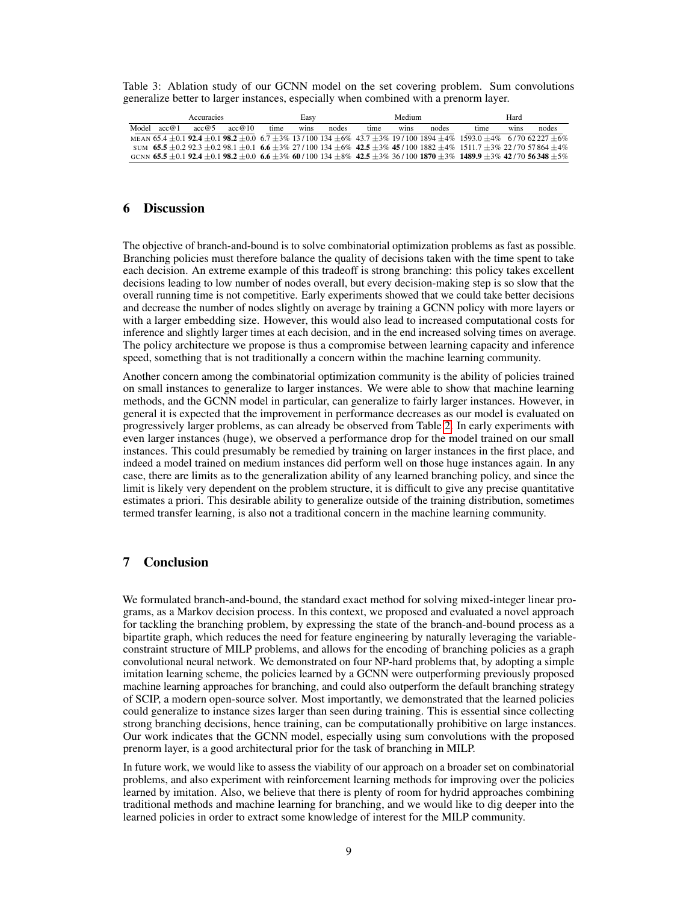Table 3: Ablation study of our GCNN model on the set covering problem. Sum convolutions generalize better to larger instances, especially when combined with a prenorm layer.

| | Accuracies | | | Easy | | | Medium | | | Hard | | |
|---|---|---|---|---|---|---|---|---|---|---|---|---|
| Model | acc@1 | acc@5 | acc@10 | time | wins | nodes | time | wins | nodes | time | wins | nodes |
| MEAN | 65.4 ±0.1 | **92.4** ±0.1 | **98.2** ±0.0 | 6.7 ±3% | 13 / 100 | 134 ±6% | 43.7 ±3% | 19 / 100 | 1894 ±4% | 1593.0 ±4% | 6 / 70 | 62 227 ±6% |
| SUM | **65.5** ±0.2 | 92.3 ±0.2 | 98.1 ±0.1 | **6.6** ±3% | 27 / 100 | 134 ±6% | **42.5** ±3% | **45** / 100 | 1882 ±4% | 1511.7 ±3% | 22 / 70 | 57 864 ±4% |
| GCNN | **65.5** ±0.1 | **92.4** ±0.1 | **98.2** ±0.0 | **6.6** ±3% | **60** / 100 | 134 ±8% | **42.5** ±3% | 36 / 100 | **1870** ±3% | **1489.9** ±3% | **42** / 70 | **56 348** ±5% |

## 6 Discussion

The objective of branch-and-bound is to solve combinatorial optimization problems as fast as possible. Branching policies must therefore balance the quality of decisions taken with the time spent to take each decision. An extreme example of this tradeoff is strong branching: this policy takes excellent decisions leading to low number of nodes overall, but every decision-making step is so slow that the overall running time is not competitive. Early experiments showed that we could take better decisions and decrease the number of nodes slightly on average by training a GCNN policy with more layers or with a larger embedding size. However, this would also lead to increased computational costs for inference and slightly larger times at each decision, and in the end increased solving times on average. The policy architecture we propose is thus a compromise between learning capacity and inference speed, something that is not traditionally a concern within the machine learning community.

Another concern among the combinatorial optimization community is the ability of policies trained on small instances to generalize to larger instances. We were able to show that machine learning methods, and the GCNN model in particular, can generalize to fairly larger instances. However, in general it is expected that the improvement in performance decreases as our model is evaluated on progressively larger problems, as can already be observed from Table 2. In early experiments with even larger instances (huge), we observed a performance drop for the model trained on our small instances. This could presumably be remedied by training on larger instances in the first place, and indeed a model trained on medium instances did perform well on those huge instances again. In any case, there are limits as to the generalization ability of any learned branching policy, and since the limit is likely very dependent on the problem structure, it is difficult to give any precise quantitative estimates a priori. This desirable ability to generalize outside of the training distribution, sometimes termed transfer learning, is also not a traditional concern in the machine learning community.

## 7 Conclusion

We formulated branch-and-bound, the standard exact method for solving mixed-integer linear programs, as a Markov decision process. In this context, we proposed and evaluated a novel approach for tackling the branching problem, by expressing the state of the branch-and-bound process as a bipartite graph, which reduces the need for feature engineering by naturally leveraging the variable-constraint structure of MILP problems, and allows for the encoding of branching policies as a graph convolutional neural network. We demonstrated on four NP-hard problems that, by adopting a simple imitation learning scheme, the policies learned by a GCNN were outperforming previously proposed machine learning approaches for branching, and could also outperform the default branching strategy of SCIP, a modern open-source solver. Most importantly, we demonstrated that the learned policies could generalize to instance sizes larger than seen during training. This is essential since collecting strong branching decisions, hence training, can be computationally prohibitive on large instances. Our work indicates that the GCNN model, especially using sum convolutions with the proposed prenorm layer, is a good architectural prior for the task of branching in MILP.

In future work, we would like to assess the viability of our approach on a broader set on combinatorial problems, and also experiment with reinforcement learning methods for improving over the policies learned by imitation. Also, we believe that there is plenty of room for hydrid approaches combining traditional methods and machine learning for branching, and we would like to dig deeper into the learned policies in order to extract some knowledge of interest for the MILP community.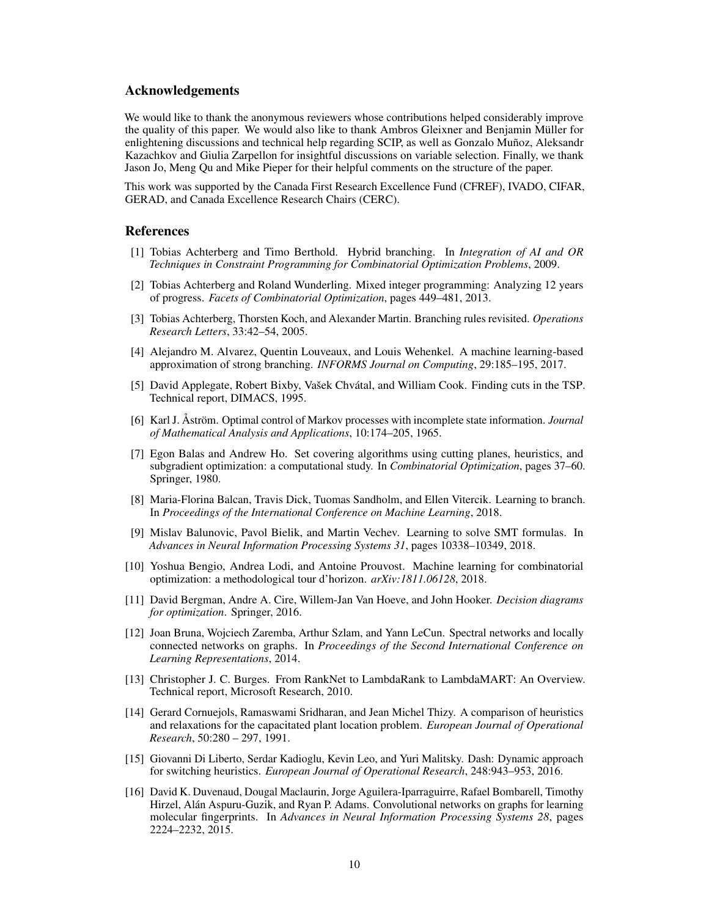## Acknowledgements

We would like to thank the anonymous reviewers whose contributions helped considerably improve the quality of this paper. We would also like to thank Ambros Gleixner and Benjamin Müller for enlightening discussions and technical help regarding SCIP, as well as Gonzalo Muñoz, Aleksandr Kazachkov and Giulia Zarpellon for insightful discussions on variable selection. Finally, we thank Jason Jo, Meng Qu and Mike Pieper for their helpful comments on the structure of the paper.

This work was supported by the Canada First Research Excellence Fund (CFREF), IVADO, CIFAR, GERAD, and Canada Excellence Research Chairs (CERC).

## References

[1] Tobias Achterberg and Timo Berthold. Hybrid branching. In *Integration of AI and OR Techniques in Constraint Programming for Combinatorial Optimization Problems*, 2009.

[2] Tobias Achterberg and Roland Wunderling. Mixed integer programming: Analyzing 12 years of progress. *Facets of Combinatorial Optimization*, pages 449–481, 2013.

[3] Tobias Achterberg, Thorsten Koch, and Alexander Martin. Branching rules revisited. *Operations Research Letters*, 33:42–54, 2005.

[4] Alejandro M. Alvarez, Quentin Louveaux, and Louis Wehenkel. A machine learning-based approximation of strong branching. *INFORMS Journal on Computing*, 29:185–195, 2017.

[5] David Applegate, Robert Bixby, Vašek Chvátal, and William Cook. Finding cuts in the TSP. Technical report, DIMACS, 1995.

[6] Karl J. Åström. Optimal control of Markov processes with incomplete state information. *Journal of Mathematical Analysis and Applications*, 10:174–205, 1965.

[7] Egon Balas and Andrew Ho. Set covering algorithms using cutting planes, heuristics, and subgradient optimization: a computational study. In *Combinatorial Optimization*, pages 37–60. Springer, 1980.

[8] Maria-Florina Balcan, Travis Dick, Tuomas Sandholm, and Ellen Vitercik. Learning to branch. In *Proceedings of the International Conference on Machine Learning*, 2018.

[9] Mislav Balunovic, Pavol Bielik, and Martin Vechev. Learning to solve SMT formulas. In *Advances in Neural Information Processing Systems 31*, pages 10338–10349, 2018.

[10] Yoshua Bengio, Andrea Lodi, and Antoine Prouvost. Machine learning for combinatorial optimization: a methodological tour d'horizon. *arXiv:1811.06128*, 2018.

[11] David Bergman, Andre A. Cire, Willem-Jan Van Hoeve, and John Hooker. *Decision diagrams for optimization*. Springer, 2016.

[12] Joan Bruna, Wojciech Zaremba, Arthur Szlam, and Yann LeCun. Spectral networks and locally connected networks on graphs. In *Proceedings of the Second International Conference on Learning Representations*, 2014.

[13] Christopher J. C. Burges. From RankNet to LambdaRank to LambdaMART: An Overview. Technical report, Microsoft Research, 2010.

[14] Gerard Cornuejols, Ramaswami Sridharan, and Jean Michel Thizy. A comparison of heuristics and relaxations for the capacitated plant location problem. *European Journal of Operational Research*, 50:280 – 297, 1991.

[15] Giovanni Di Liberto, Serdar Kadioglu, Kevin Leo, and Yuri Malitsky. Dash: Dynamic approach for switching heuristics. *European Journal of Operational Research*, 248:943–953, 2016.

[16] David K. Duvenaud, Dougal Maclaurin, Jorge Aguilera-Iparraguirre, Rafael Bombarell, Timothy Hirzel, Alán Aspuru-Guzik, and Ryan P. Adams. Convolutional networks on graphs for learning molecular fingerprints. In *Advances in Neural Information Processing Systems 28*, pages 2224–2232, 2015.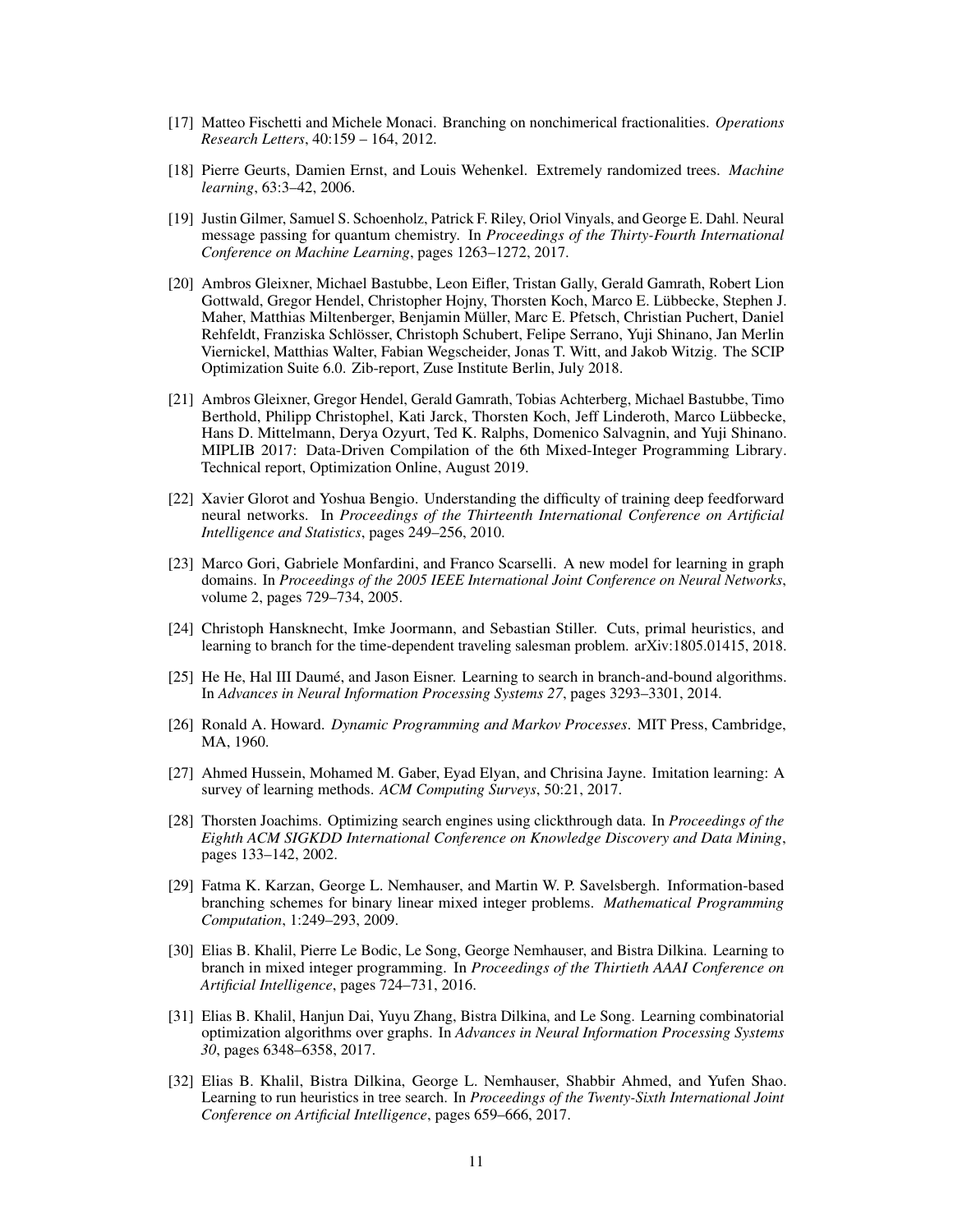[17] Matteo Fischetti and Michele Monaci. Branching on nonchimerical fractionalities. *Operations Research Letters*, 40:159 – 164, 2012.

[18] Pierre Geurts, Damien Ernst, and Louis Wehenkel. Extremely randomized trees. *Machine learning*, 63:3–42, 2006.

[19] Justin Gilmer, Samuel S. Schoenholz, Patrick F. Riley, Oriol Vinyals, and George E. Dahl. Neural message passing for quantum chemistry. In *Proceedings of the Thirty-Fourth International Conference on Machine Learning*, pages 1263–1272, 2017.

[20] Ambros Gleixner, Michael Bastubbe, Leon Eifler, Tristan Gally, Gerald Gamrath, Robert Lion Gottwald, Gregor Hendel, Christopher Hojny, Thorsten Koch, Marco E. Lübbecke, Stephen J. Maher, Matthias Miltenberger, Benjamin Müller, Marc E. Pfetsch, Christian Puchert, Daniel Rehfeldt, Franziska Schlösser, Christoph Schubert, Felipe Serrano, Yuji Shinano, Jan Merlin Viernickel, Matthias Walter, Fabian Wegscheider, Jonas T. Witt, and Jakob Witzig. The SCIP Optimization Suite 6.0. Zib-report, Zuse Institute Berlin, July 2018.

[21] Ambros Gleixner, Gregor Hendel, Gerald Gamrath, Tobias Achterberg, Michael Bastubbe, Timo Berthold, Philipp Christophel, Kati Jarck, Thorsten Koch, Jeff Linderoth, Marco Lübbecke, Hans D. Mittelmann, Derya Ozyurt, Ted K. Ralphs, Domenico Salvagnin, and Yuji Shinano. MIPLIB 2017: Data-Driven Compilation of the 6th Mixed-Integer Programming Library. Technical report, Optimization Online, August 2019.

[22] Xavier Glorot and Yoshua Bengio. Understanding the difficulty of training deep feedforward neural networks. In *Proceedings of the Thirteenth International Conference on Artificial Intelligence and Statistics*, pages 249–256, 2010.

[23] Marco Gori, Gabriele Monfardini, and Franco Scarselli. A new model for learning in graph domains. In *Proceedings of the 2005 IEEE International Joint Conference on Neural Networks*, volume 2, pages 729–734, 2005.

[24] Christoph Hansknecht, Imke Joormann, and Sebastian Stiller. Cuts, primal heuristics, and learning to branch for the time-dependent traveling salesman problem. arXiv:1805.01415, 2018.

[25] He He, Hal III Daumé, and Jason Eisner. Learning to search in branch-and-bound algorithms. In *Advances in Neural Information Processing Systems 27*, pages 3293–3301, 2014.

[26] Ronald A. Howard. *Dynamic Programming and Markov Processes*. MIT Press, Cambridge, MA, 1960.

[27] Ahmed Hussein, Mohamed M. Gaber, Eyad Elyan, and Chrisina Jayne. Imitation learning: A survey of learning methods. *ACM Computing Surveys*, 50:21, 2017.

[28] Thorsten Joachims. Optimizing search engines using clickthrough data. In *Proceedings of the Eighth ACM SIGKDD International Conference on Knowledge Discovery and Data Mining*, pages 133–142, 2002.

[29] Fatma K. Karzan, George L. Nemhauser, and Martin W. P. Savelsbergh. Information-based branching schemes for binary linear mixed integer problems. *Mathematical Programming Computation*, 1:249–293, 2009.

[30] Elias B. Khalil, Pierre Le Bodic, Le Song, George Nemhauser, and Bistra Dilkina. Learning to branch in mixed integer programming. In *Proceedings of the Thirtieth AAAI Conference on Artificial Intelligence*, pages 724–731, 2016.

[31] Elias B. Khalil, Hanjun Dai, Yuyu Zhang, Bistra Dilkina, and Le Song. Learning combinatorial optimization algorithms over graphs. In *Advances in Neural Information Processing Systems 30*, pages 6348–6358, 2017.

[32] Elias B. Khalil, Bistra Dilkina, George L. Nemhauser, Shabbir Ahmed, and Yufen Shao. Learning to run heuristics in tree search. In *Proceedings of the Twenty-Sixth International Joint Conference on Artificial Intelligence*, pages 659–666, 2017.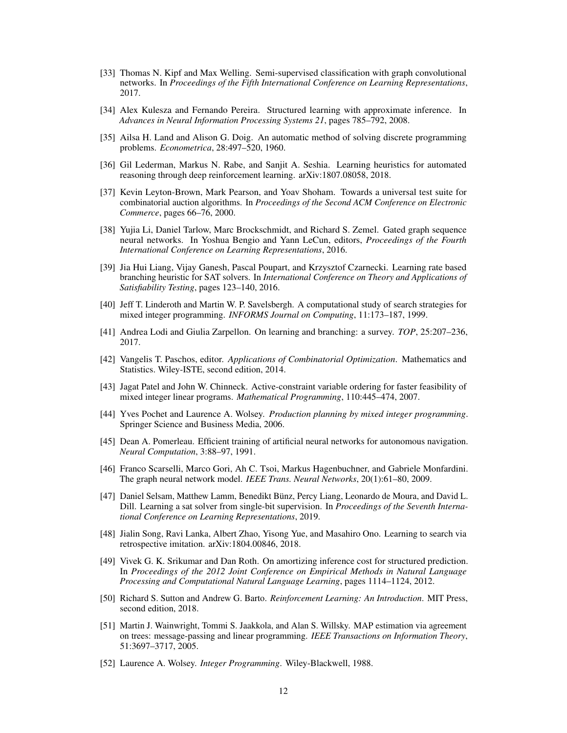[33] Thomas N. Kipf and Max Welling. Semi-supervised classification with graph convolutional networks. In *Proceedings of the Fifth International Conference on Learning Representations*, 2017.

[34] Alex Kulesza and Fernando Pereira. Structured learning with approximate inference. In *Advances in Neural Information Processing Systems 21*, pages 785–792, 2008.

[35] Ailsa H. Land and Alison G. Doig. An automatic method of solving discrete programming problems. *Econometrica*, 28:497–520, 1960.

[36] Gil Lederman, Markus N. Rabe, and Sanjit A. Seshia. Learning heuristics for automated reasoning through deep reinforcement learning. arXiv:1807.08058, 2018.

[37] Kevin Leyton-Brown, Mark Pearson, and Yoav Shoham. Towards a universal test suite for combinatorial auction algorithms. In *Proceedings of the Second ACM Conference on Electronic Commerce*, pages 66–76, 2000.

[38] Yujia Li, Daniel Tarlow, Marc Brockschmidt, and Richard S. Zemel. Gated graph sequence neural networks. In Yoshua Bengio and Yann LeCun, editors, *Proceedings of the Fourth International Conference on Learning Representations*, 2016.

[39] Jia Hui Liang, Vijay Ganesh, Pascal Poupart, and Krzysztof Czarnecki. Learning rate based branching heuristic for SAT solvers. In *International Conference on Theory and Applications of Satisfiability Testing*, pages 123–140, 2016.

[40] Jeff T. Linderoth and Martin W. P. Savelsbergh. A computational study of search strategies for mixed integer programming. *INFORMS Journal on Computing*, 11:173–187, 1999.

[41] Andrea Lodi and Giulia Zarpellon. On learning and branching: a survey. *TOP*, 25:207–236, 2017.

[42] Vangelis T. Paschos, editor. *Applications of Combinatorial Optimization*. Mathematics and Statistics. Wiley-ISTE, second edition, 2014.

[43] Jagat Patel and John W. Chinneck. Active-constraint variable ordering for faster feasibility of mixed integer linear programs. *Mathematical Programming*, 110:445–474, 2007.

[44] Yves Pochet and Laurence A. Wolsey. *Production planning by mixed integer programming*. Springer Science and Business Media, 2006.

[45] Dean A. Pomerleau. Efficient training of artificial neural networks for autonomous navigation. *Neural Computation*, 3:88–97, 1991.

[46] Franco Scarselli, Marco Gori, Ah C. Tsoi, Markus Hagenbuchner, and Gabriele Monfardini. The graph neural network model. *IEEE Trans. Neural Networks*, 20(1):61–80, 2009.

[47] Daniel Selsam, Matthew Lamm, Benedikt Bünz, Percy Liang, Leonardo de Moura, and David L. Dill. Learning a sat solver from single-bit supervision. In *Proceedings of the Seventh International Conference on Learning Representations*, 2019.

[48] Jialin Song, Ravi Lanka, Albert Zhao, Yisong Yue, and Masahiro Ono. Learning to search via retrospective imitation. arXiv:1804.00846, 2018.

[49] Vivek G. K. Srikumar and Dan Roth. On amortizing inference cost for structured prediction. In *Proceedings of the 2012 Joint Conference on Empirical Methods in Natural Language Processing and Computational Natural Language Learning*, pages 1114–1124, 2012.

[50] Richard S. Sutton and Andrew G. Barto. *Reinforcement Learning: An Introduction*. MIT Press, second edition, 2018.

[51] Martin J. Wainwright, Tommi S. Jaakkola, and Alan S. Willsky. MAP estimation via agreement on trees: message-passing and linear programming. *IEEE Transactions on Information Theory*, 51:3697–3717, 2005.

[52] Laurence A. Wolsey. *Integer Programming*. Wiley-Blackwell, 1988.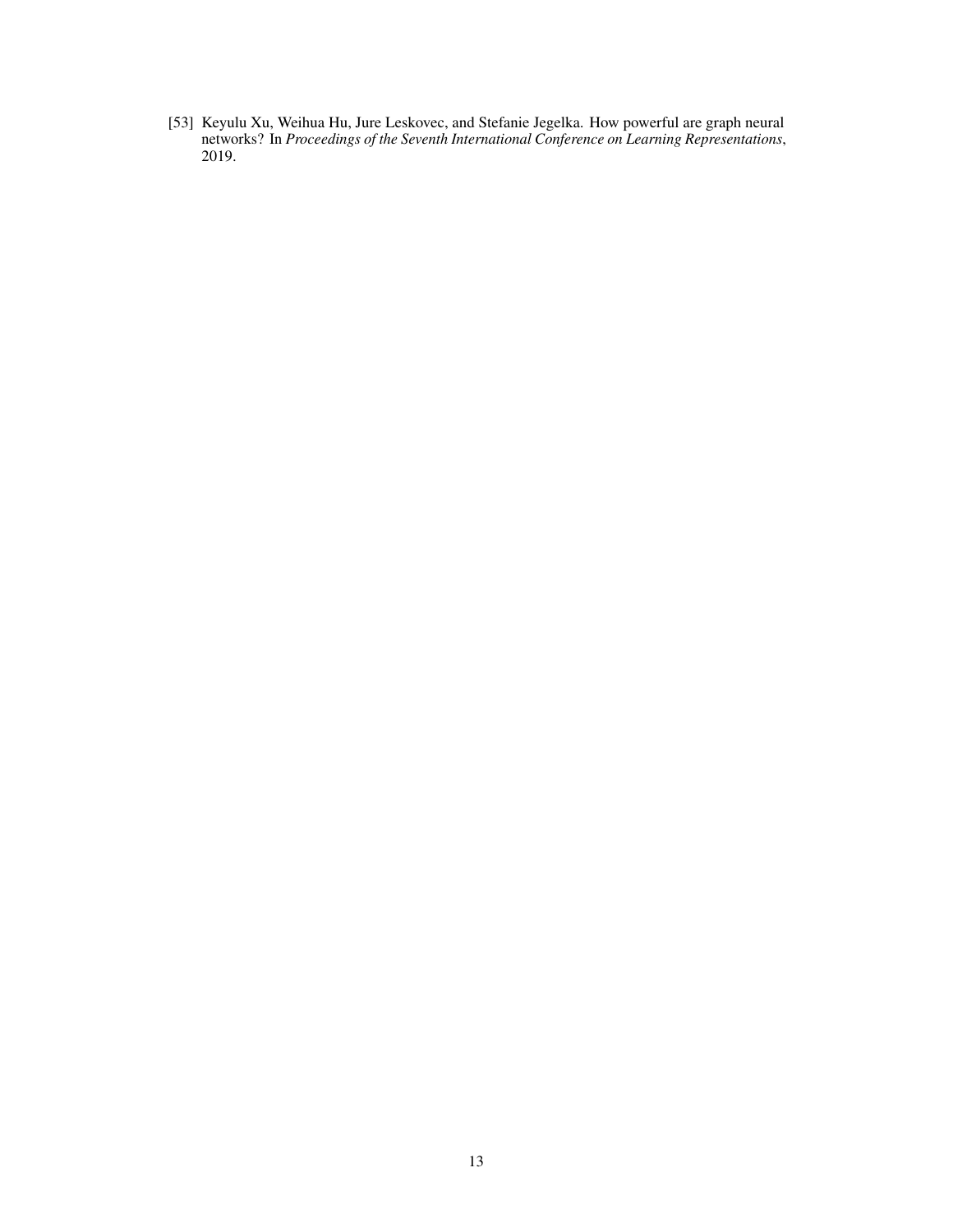[53] Keyulu Xu, Weihua Hu, Jure Leskovec, and Stefanie Jegelka. How powerful are graph neural networks? In *Proceedings of the Seventh International Conference on Learning Representations*, 2019.